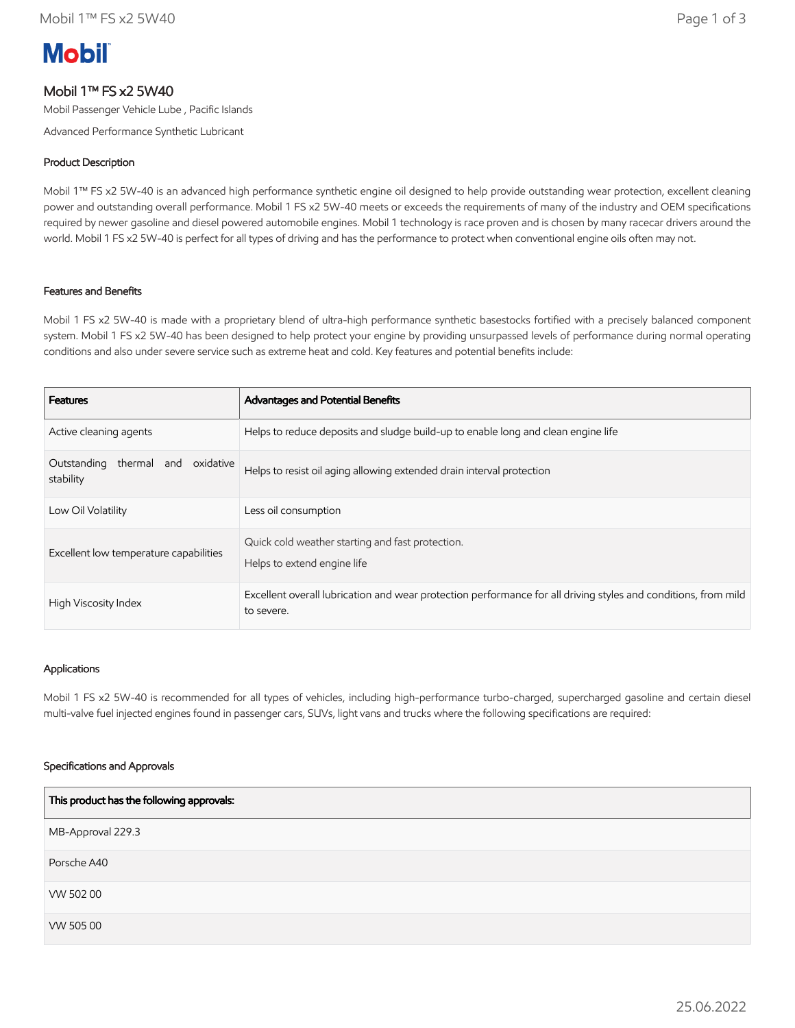**Mobil**

# Mobil 1™ FS x2 5W40

Mobil Passenger Vehicle Lube , Pacific Islands

Advanced Performance Synthetic Lubricant

## Product Description

Mobil 1™ FS x2 5W-40 is an advanced high performance synthetic engine oil designed to help provide outstanding wear protection, excellent cleaning power and outstanding overall performance. Mobil 1 FS x2 5W-40 meets or exceeds the requirements of many of the industry and OEM specifications required by newer gasoline and diesel powered automobile engines. Mobil 1 technology is race proven and is chosen by many racecar drivers around the world. Mobil 1 FS x2 5W-40 is perfect for all types of driving and has the performance to protect when conventional engine oils often may not.

## Features and Benefits

Mobil 1 FS x2 5W-40 is made with a proprietary blend of ultra-high performance synthetic basestocks fortified with a precisely balanced component system. Mobil 1 FS x2 5W-40 has been designed to help protect your engine by providing unsurpassed levels of performance during normal operating conditions and also under severe service such as extreme heat and cold. Key features and potential benefits include:

| Features | Advantages and Potential Benefits |
|---|---|
| Active cleaning agents | Helps to reduce deposits and sludge build-up to enable long and clean engine life |
| Outstanding thermal and oxidative stability | Helps to resist oil aging allowing extended drain interval protection |
| Low Oil Volatility | Less oil consumption |
| Excellent low temperature capabilities | Quick cold weather starting and fast protection.<br>Helps to extend engine life |
| High Viscosity Index | Excellent overall lubrication and wear protection performance for all driving styles and conditions, from mild to severe. |

## Applications

Mobil 1 FS x2 5W-40 is recommended for all types of vehicles, including high-performance turbo-charged, supercharged gasoline and certain diesel multi-valve fuel injected engines found in passenger cars, SUVs, light vans and trucks where the following specifications are required:

## Specifications and Approvals

| This product has the following approvals: |
|---|
| MB-Approval 229.3 |
| Porsche A40 |
| VW 502 00 |
| VW 505 00 |

25.06.2022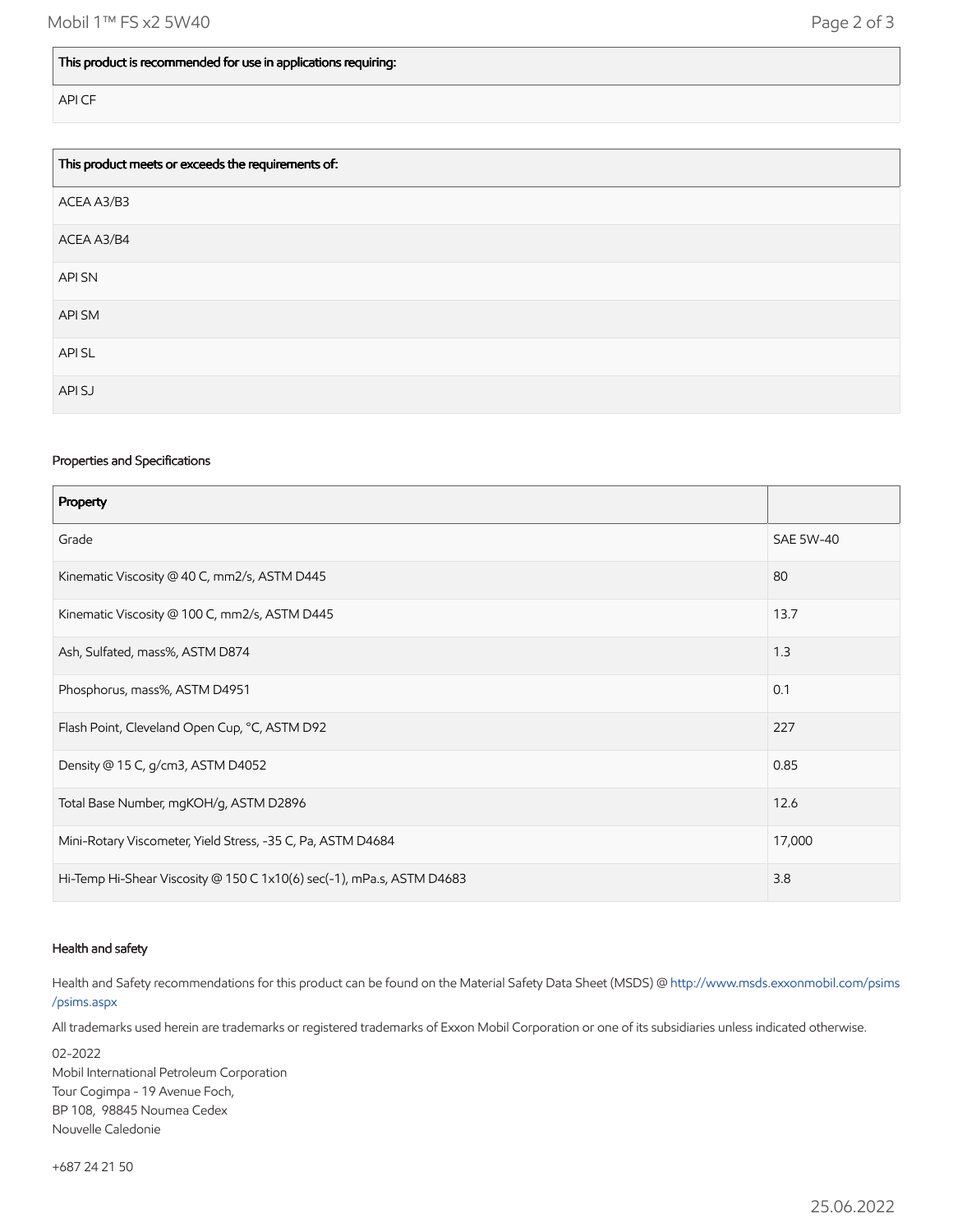| This product is recommended for use in applications requiring: |
| --- |
| API CF |

| This product meets or exceeds the requirements of: |
| --- |
| ACEA A3/B3 |
| ACEA A3/B4 |
| API SN |
| API SM |
| API SL |
| API SJ |

### Properties and Specifications

| Property | |
| --- | --- |
| Grade | SAE 5W-40 |
| Kinematic Viscosity @ 40 C, mm2/s, ASTM D445 | 80 |
| Kinematic Viscosity @ 100 C, mm2/s, ASTM D445 | 13.7 |
| Ash, Sulfated, mass%, ASTM D874 | 1.3 |
| Phosphorus, mass%, ASTM D4951 | 0.1 |
| Flash Point, Cleveland Open Cup, °C, ASTM D92 | 227 |
| Density @ 15 C, g/cm3, ASTM D4052 | 0.85 |
| Total Base Number, mgKOH/g, ASTM D2896 | 12.6 |
| Mini-Rotary Viscometer, Yield Stress, -35 C, Pa, ASTM D4684 | 17,000 |
| Hi-Temp Hi-Shear Viscosity @ 150 C 1x10(6) sec(-1), mPa.s, ASTM D4683 | 3.8 |

### Health and safety

Health and Safety recommendations for this product can be found on the Material Safety Data Sheet (MSDS) @ http://www.msds.exxonmobil.com/psims/psims.aspx

All trademarks used herein are trademarks or registered trademarks of Exxon Mobil Corporation or one of its subsidiaries unless indicated otherwise.

02-2022
Mobil International Petroleum Corporation
Tour Cogimpa - 19 Avenue Foch,
BP 108, 98845 Noumea Cedex
Nouvelle Caledonie

+687 24 21 50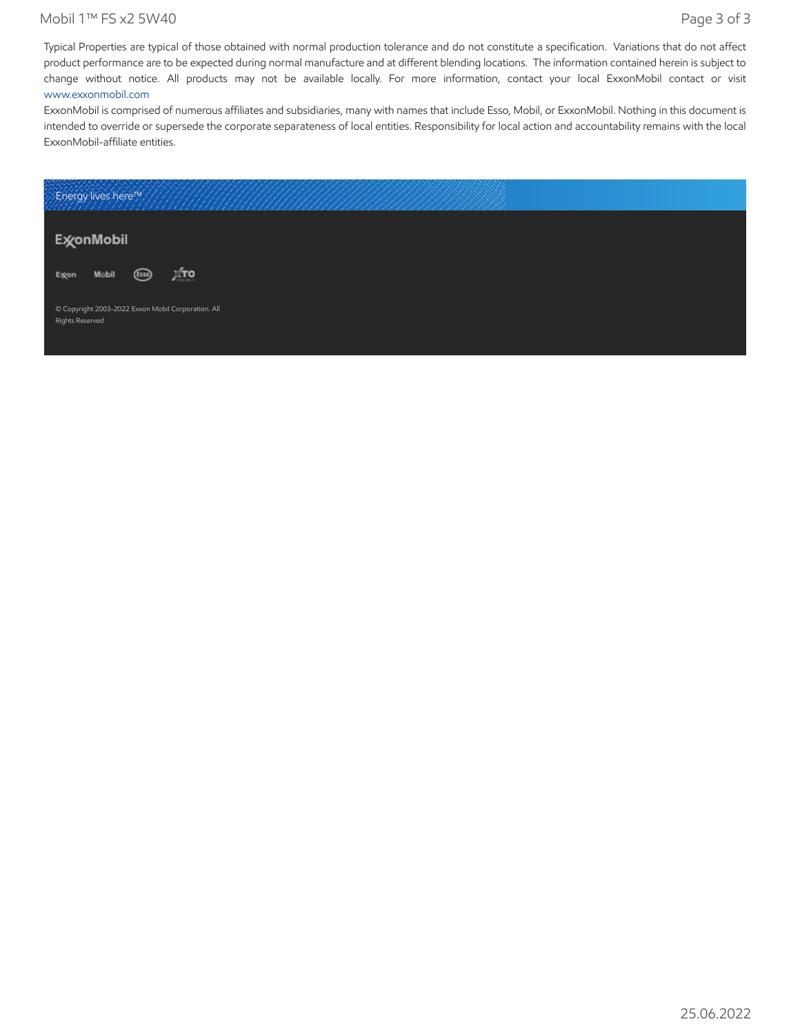Typical Properties are typical of those obtained with normal production tolerance and do not constitute a specification. Variations that do not affect product performance are to be expected during normal manufacture and at different blending locations. The information contained herein is subject to change without notice. All products may not be available locally. For more information, contact your local ExxonMobil contact or visit www.exxonmobil.com

ExxonMobil is comprised of numerous affiliates and subsidiaries, many with names that include Esso, Mobil, or ExxonMobil. Nothing in this document is intended to override or supersede the corporate separateness of local entities. Responsibility for local action and accountability remains with the local ExxonMobil-affiliate entities.

Energy lives here™

ExxonMobil

Exxon Mobil Esso XTO

© Copyright 2003-2022 Exxon Mobil Corporation. All Rights Reserved

25.06.2022